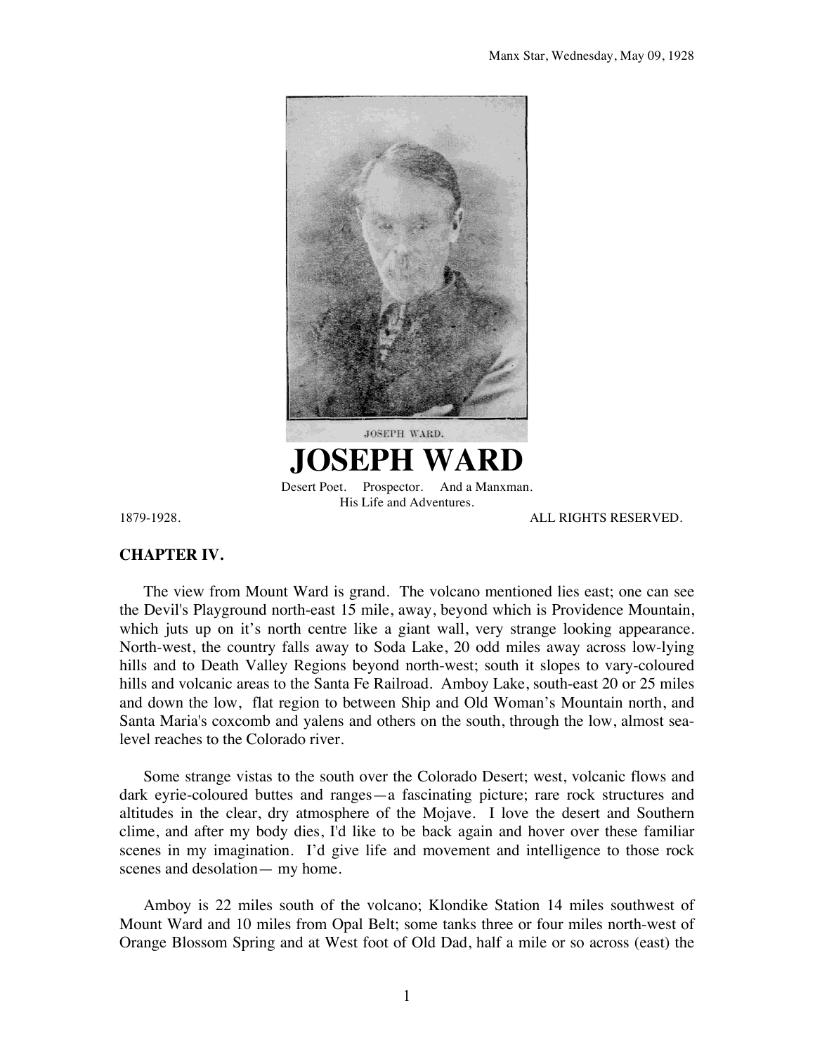Manx Star, Wednesday, May 09, 1928

JOSEPH WARD.

# JOSEPH WARD

Desert Poet. Prospector. And a Manxman.
His Life and Adventures.

1879-1928. ALL RIGHTS RESERVED.

**CHAPTER IV.**

The view from Mount Ward is grand. The volcano mentioned lies east; one can see the Devil's Playground north-east 15 mile, away, beyond which is Providence Mountain, which juts up on it's north centre like a giant wall, very strange looking appearance. North-west, the country falls away to Soda Lake, 20 odd miles away across low-lying hills and to Death Valley Regions beyond north-west; south it slopes to vary-coloured hills and volcanic areas to the Santa Fe Railroad. Amboy Lake, south-east 20 or 25 miles and down the low, flat region to between Ship and Old Woman's Mountain north, and Santa Maria's coxcomb and yalens and others on the south, through the low, almost sea-level reaches to the Colorado river.

Some strange vistas to the south over the Colorado Desert; west, volcanic flows and dark eyrie-coloured buttes and ranges—a fascinating picture; rare rock structures and altitudes in the clear, dry atmosphere of the Mojave. I love the desert and Southern clime, and after my body dies, I'd like to be back again and hover over these familiar scenes in my imagination. I'd give life and movement and intelligence to those rock scenes and desolation— my home.

Amboy is 22 miles south of the volcano; Klondike Station 14 miles southwest of Mount Ward and 10 miles from Opal Belt; some tanks three or four miles north-west of Orange Blossom Spring and at West foot of Old Dad, half a mile or so across (east) the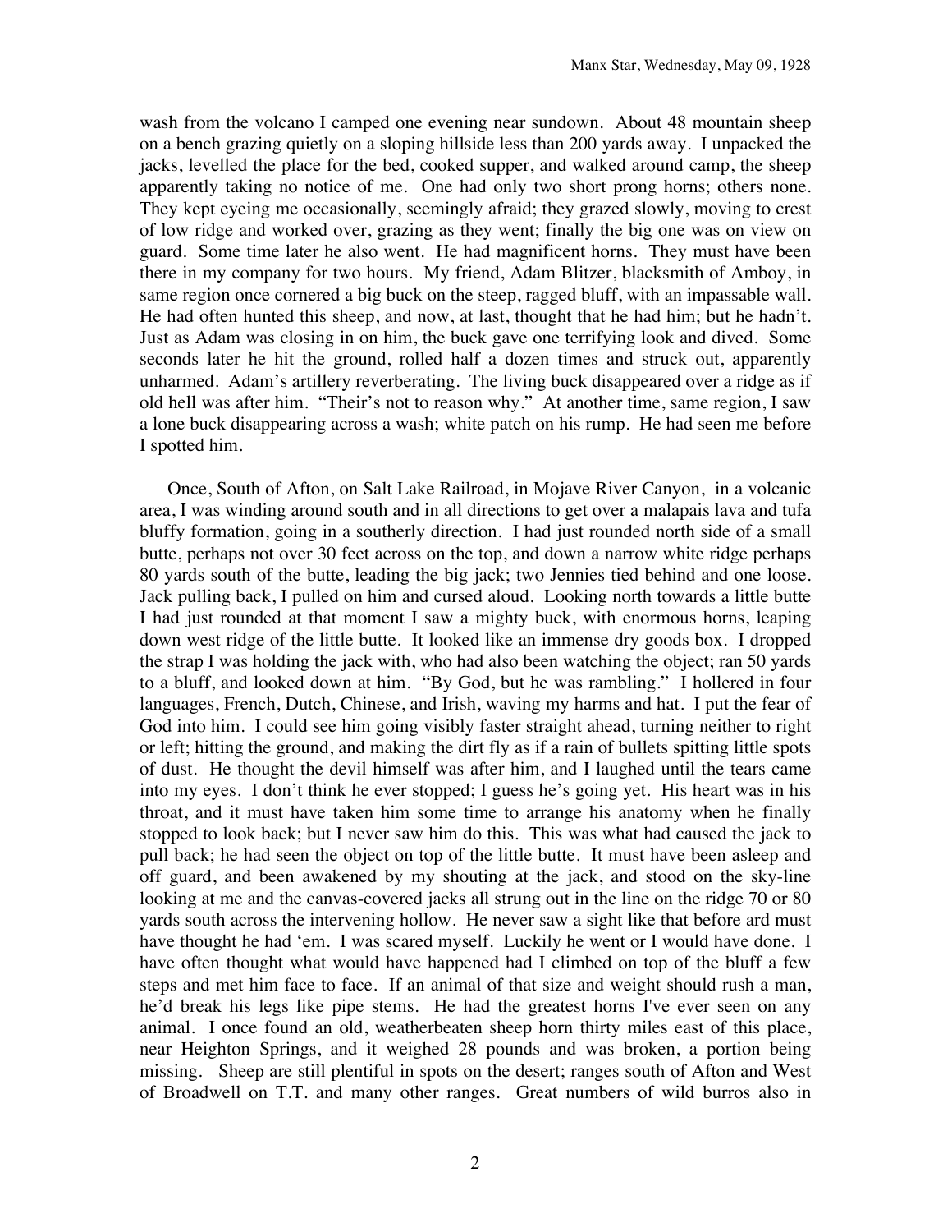wash from the volcano I camped one evening near sundown. About 48 mountain sheep on a bench grazing quietly on a sloping hillside less than 200 yards away. I unpacked the jacks, levelled the place for the bed, cooked supper, and walked around camp, the sheep apparently taking no notice of me. One had only two short prong horns; others none. They kept eyeing me occasionally, seemingly afraid; they grazed slowly, moving to crest of low ridge and worked over, grazing as they went; finally the big one was on view on guard. Some time later he also went. He had magnificent horns. They must have been there in my company for two hours. My friend, Adam Blitzer, blacksmith of Amboy, in same region once cornered a big buck on the steep, ragged bluff, with an impassable wall. He had often hunted this sheep, and now, at last, thought that he had him; but he hadn't. Just as Adam was closing in on him, the buck gave one terrifying look and dived. Some seconds later he hit the ground, rolled half a dozen times and struck out, apparently unharmed. Adam's artillery reverberating. The living buck disappeared over a ridge as if old hell was after him. "Their's not to reason why." At another time, same region, I saw a lone buck disappearing across a wash; white patch on his rump. He had seen me before I spotted him.

Once, South of Afton, on Salt Lake Railroad, in Mojave River Canyon, in a volcanic area, I was winding around south and in all directions to get over a malapais lava and tufa bluffy formation, going in a southerly direction. I had just rounded north side of a small butte, perhaps not over 30 feet across on the top, and down a narrow white ridge perhaps 80 yards south of the butte, leading the big jack; two Jennies tied behind and one loose. Jack pulling back, I pulled on him and cursed aloud. Looking north towards a little butte I had just rounded at that moment I saw a mighty buck, with enormous horns, leaping down west ridge of the little butte. It looked like an immense dry goods box. I dropped the strap I was holding the jack with, who had also been watching the object; ran 50 yards to a bluff, and looked down at him. "By God, but he was rambling." I hollered in four languages, French, Dutch, Chinese, and Irish, waving my harms and hat. I put the fear of God into him. I could see him going visibly faster straight ahead, turning neither to right or left; hitting the ground, and making the dirt fly as if a rain of bullets spitting little spots of dust. He thought the devil himself was after him, and I laughed until the tears came into my eyes. I don't think he ever stopped; I guess he's going yet. His heart was in his throat, and it must have taken him some time to arrange his anatomy when he finally stopped to look back; but I never saw him do this. This was what had caused the jack to pull back; he had seen the object on top of the little butte. It must have been asleep and off guard, and been awakened by my shouting at the jack, and stood on the sky-line looking at me and the canvas-covered jacks all strung out in the line on the ridge 70 or 80 yards south across the intervening hollow. He never saw a sight like that before ard must have thought he had 'em. I was scared myself. Luckily he went or I would have done. I have often thought what would have happened had I climbed on top of the bluff a few steps and met him face to face. If an animal of that size and weight should rush a man, he'd break his legs like pipe stems. He had the greatest horns I've ever seen on any animal. I once found an old, weatherbeaten sheep horn thirty miles east of this place, near Heighton Springs, and it weighed 28 pounds and was broken, a portion being missing. Sheep are still plentiful in spots on the desert; ranges south of Afton and West of Broadwell on T.T. and many other ranges. Great numbers of wild burros also in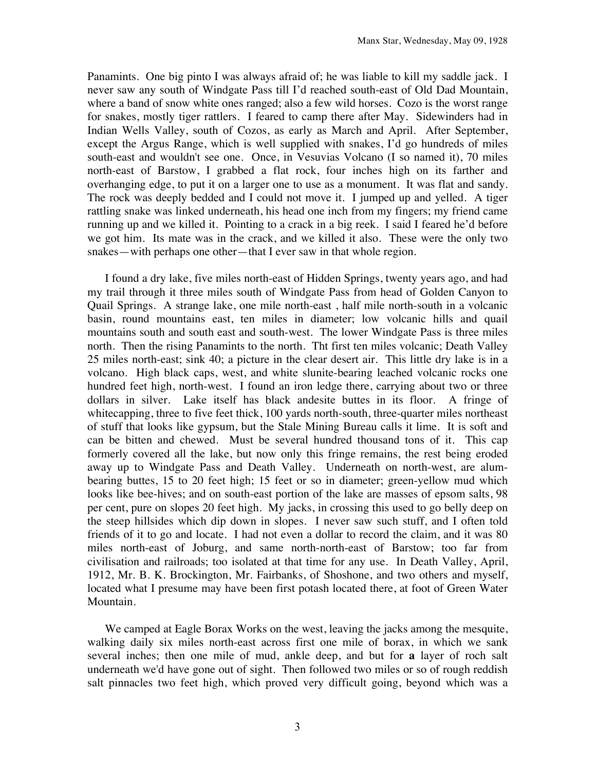Panamints. One big pinto I was always afraid of; he was liable to kill my saddle jack. I never saw any south of Windgate Pass till I'd reached south-east of Old Dad Mountain, where a band of snow white ones ranged; also a few wild horses. Cozo is the worst range for snakes, mostly tiger rattlers. I feared to camp there after May. Sidewinders had in Indian Wells Valley, south of Cozos, as early as March and April. After September, except the Argus Range, which is well supplied with snakes, I'd go hundreds of miles south-east and wouldn't see one. Once, in Vesuvias Volcano (I so named it), 70 miles north-east of Barstow, I grabbed a flat rock, four inches high on its farther and overhanging edge, to put it on a larger one to use as a monument. It was flat and sandy. The rock was deeply bedded and I could not move it. I jumped up and yelled. A tiger rattling snake was linked underneath, his head one inch from my fingers; my friend came running up and we killed it. Pointing to a crack in a big reek. I said I feared he'd before we got him. Its mate was in the crack, and we killed it also. These were the only two snakes—with perhaps one other—that I ever saw in that whole region.

I found a dry lake, five miles north-east of Hidden Springs, twenty years ago, and had my trail through it three miles south of Windgate Pass from head of Golden Canyon to Quail Springs. A strange lake, one mile north-east , half mile north-south in a volcanic basin, round mountains east, ten miles in diameter; low volcanic hills and quail mountains south and south east and south-west. The lower Windgate Pass is three miles north. Then the rising Panamints to the north. Tht first ten miles volcanic; Death Valley 25 miles north-east; sink 40; a picture in the clear desert air. This little dry lake is in a volcano. High black caps, west, and white slunite-bearing leached volcanic rocks one hundred feet high, north-west. I found an iron ledge there, carrying about two or three dollars in silver. Lake itself has black andesite buttes in its floor. A fringe of whitecapping, three to five feet thick, 100 yards north-south, three-quarter miles northeast of stuff that looks like gypsum, but the Stale Mining Bureau calls it lime. It is soft and can be bitten and chewed. Must be several hundred thousand tons of it. This cap formerly covered all the lake, but now only this fringe remains, the rest being eroded away up to Windgate Pass and Death Valley. Underneath on north-west, are alum-bearing buttes, 15 to 20 feet high; 15 feet or so in diameter; green-yellow mud which looks like bee-hives; and on south-east portion of the lake are masses of epsom salts, 98 per cent, pure on slopes 20 feet high. My jacks, in crossing this used to go belly deep on the steep hillsides which dip down in slopes. I never saw such stuff, and I often told friends of it to go and locate. I had not even a dollar to record the claim, and it was 80 miles north-east of Joburg, and same north-north-east of Barstow; too far from civilisation and railroads; too isolated at that time for any use. In Death Valley, April, 1912, Mr. B. K. Brockington, Mr. Fairbanks, of Shoshone, and two others and myself, located what I presume may have been first potash located there, at foot of Green Water Mountain.

We camped at Eagle Borax Works on the west, leaving the jacks among the mesquite, walking daily six miles north-east across first one mile of borax, in which we sank several inches; then one mile of mud, ankle deep, and but for **a** layer of roch salt underneath we'd have gone out of sight. Then followed two miles or so of rough reddish salt pinnacles two feet high, which proved very difficult going, beyond which was a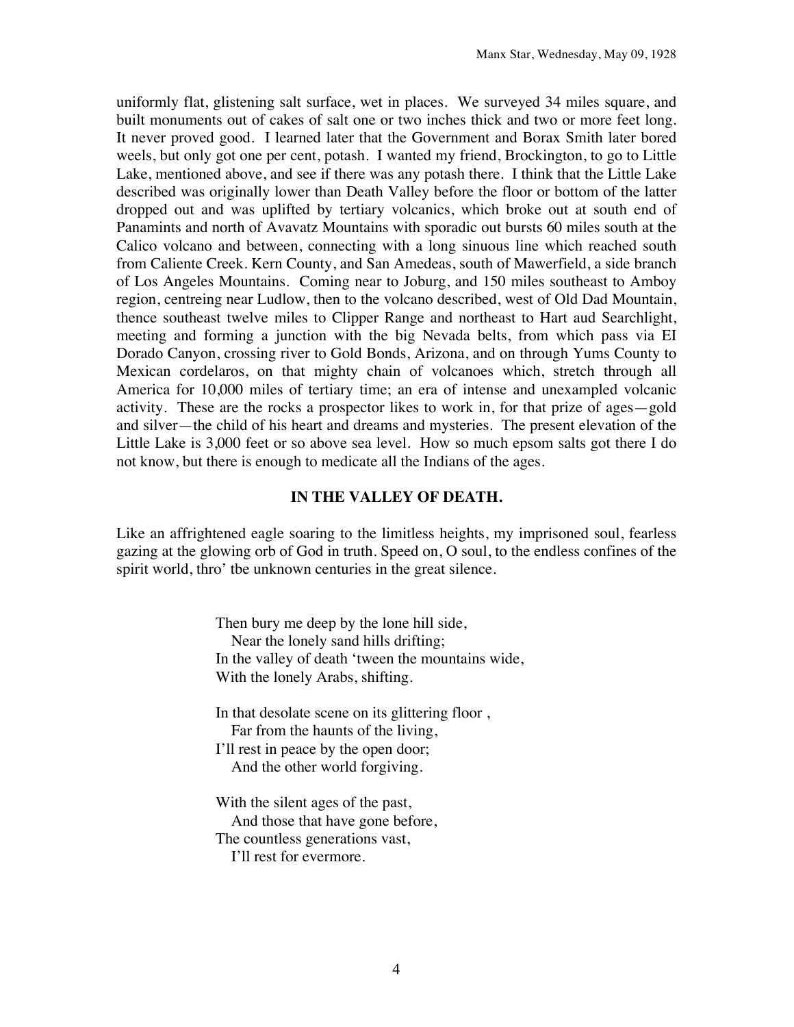uniformly flat, glistening salt surface, wet in places. We surveyed 34 miles square, and built monuments out of cakes of salt one or two inches thick and two or more feet long. It never proved good. I learned later that the Government and Borax Smith later bored weels, but only got one per cent, potash. I wanted my friend, Brockington, to go to Little Lake, mentioned above, and see if there was any potash there. I think that the Little Lake described was originally lower than Death Valley before the floor or bottom of the latter dropped out and was uplifted by tertiary volcanics, which broke out at south end of Panamints and north of Avavatz Mountains with sporadic out bursts 60 miles south at the Calico volcano and between, connecting with a long sinuous line which reached south from Caliente Creek. Kern County, and San Amedeas, south of Mawerfield, a side branch of Los Angeles Mountains. Coming near to Joburg, and 150 miles southeast to Amboy region, centreing near Ludlow, then to the volcano described, west of Old Dad Mountain, thence southeast twelve miles to Clipper Range and northeast to Hart aud Searchlight, meeting and forming a junction with the big Nevada belts, from which pass via EI Dorado Canyon, crossing river to Gold Bonds, Arizona, and on through Yums County to Mexican cordelaros, on that mighty chain of volcanoes which, stretch through all America for 10,000 miles of tertiary time; an era of intense and unexampled volcanic activity. These are the rocks a prospector likes to work in, for that prize of ages—gold and silver—the child of his heart and dreams and mysteries. The present elevation of the Little Lake is 3,000 feet or so above sea level. How so much epsom salts got there I do not know, but there is enough to medicate all the Indians of the ages.

## IN THE VALLEY OF DEATH.

Like an affrightened eagle soaring to the limitless heights, my imprisoned soul, fearless gazing at the glowing orb of God in truth. Speed on, O soul, to the endless confines of the spirit world, thro' tbe unknown centuries in the great silence.

Then bury me deep by the lone hill side,  
   Near the lonely sand hills drifting;  
In the valley of death 'tween the mountains wide,  
With the lonely Arabs, shifting.

In that desolate scene on its glittering floor ,  
   Far from the haunts of the living,  
I'll rest in peace by the open door;  
   And the other world forgiving.

With the silent ages of the past,  
   And those that have gone before,  
The countless generations vast,  
   I'll rest for evermore.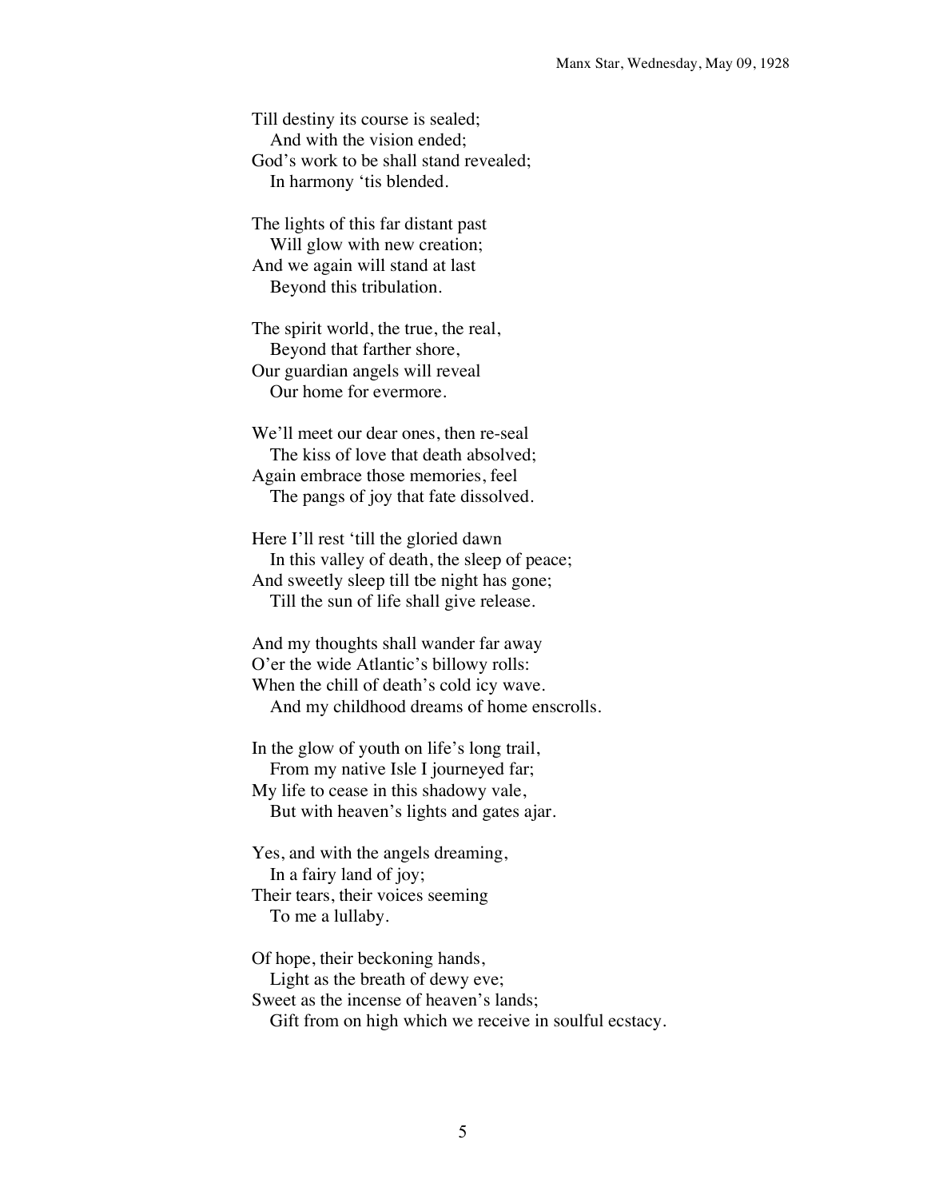Till destiny its course is sealed;
   And with the vision ended;
God's work to be shall stand revealed;
   In harmony 'tis blended.

The lights of this far distant past
   Will glow with new creation;
And we again will stand at last
   Beyond this tribulation.

The spirit world, the true, the real,
   Beyond that farther shore,
Our guardian angels will reveal
   Our home for evermore.

We'll meet our dear ones, then re-seal
   The kiss of love that death absolved;
Again embrace those memories, feel
   The pangs of joy that fate dissolved.

Here I'll rest 'till the gloried dawn
   In this valley of death, the sleep of peace;
And sweetly sleep till tbe night has gone;
   Till the sun of life shall give release.

And my thoughts shall wander far away
O'er the wide Atlantic's billowy rolls:
When the chill of death's cold icy wave.
   And my childhood dreams of home enscrolls.

In the glow of youth on life's long trail,
   From my native Isle I journeyed far;
My life to cease in this shadowy vale,
   But with heaven's lights and gates ajar.

Yes, and with the angels dreaming,
   In a fairy land of joy;
Their tears, their voices seeming
   To me a lullaby.

Of hope, their beckoning hands,
   Light as the breath of dewy eve;
Sweet as the incense of heaven's lands;
   Gift from on high which we receive in soulful ecstacy.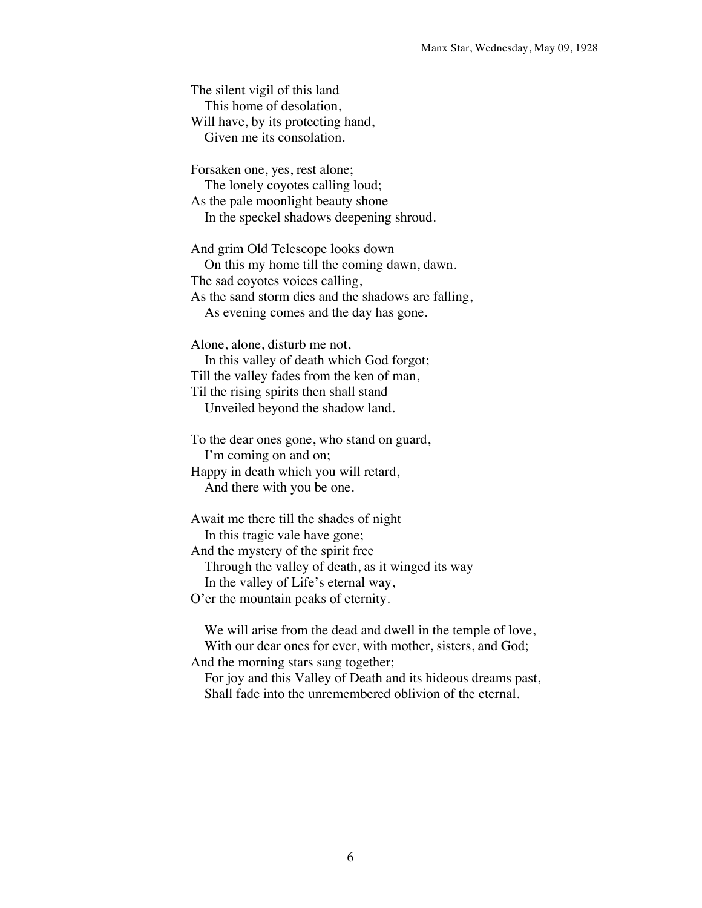The silent vigil of this land  
   This home of desolation,  
Will have, by its protecting hand,  
   Given me its consolation.

Forsaken one, yes, rest alone;  
   The lonely coyotes calling loud;  
As the pale moonlight beauty shone  
   In the speckel shadows deepening shroud.

And grim Old Telescope looks down  
   On this my home till the coming dawn, dawn.  
The sad coyotes voices calling,  
As the sand storm dies and the shadows are falling,  
   As evening comes and the day has gone.

Alone, alone, disturb me not,  
   In this valley of death which God forgot;  
Till the valley fades from the ken of man,  
Til the rising spirits then shall stand  
   Unveiled beyond the shadow land.

To the dear ones gone, who stand on guard,  
   I'm coming on and on;  
Happy in death which you will retard,  
   And there with you be one.

Await me there till the shades of night  
   In this tragic vale have gone;  
And the mystery of the spirit free  
   Through the valley of death, as it winged its way  
   In the valley of Life's eternal way,  
O'er the mountain peaks of eternity.

   We will arise from the dead and dwell in the temple of love,  
   With our dear ones for ever, with mother, sisters, and God;  
And the morning stars sang together;  
   For joy and this Valley of Death and its hideous dreams past,  
   Shall fade into the unremembered oblivion of the eternal.